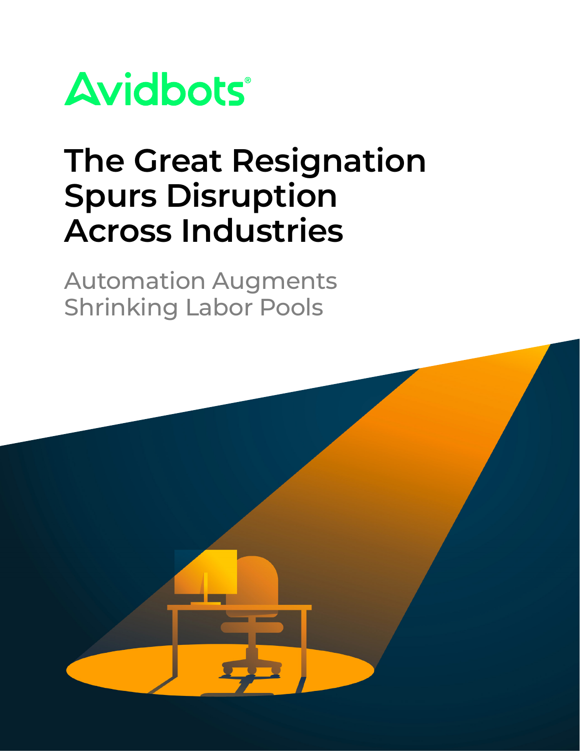Avidbots®

# The Great Resignation Spurs Disruption Across Industries

## Automation Augments Shrinking Labor Pools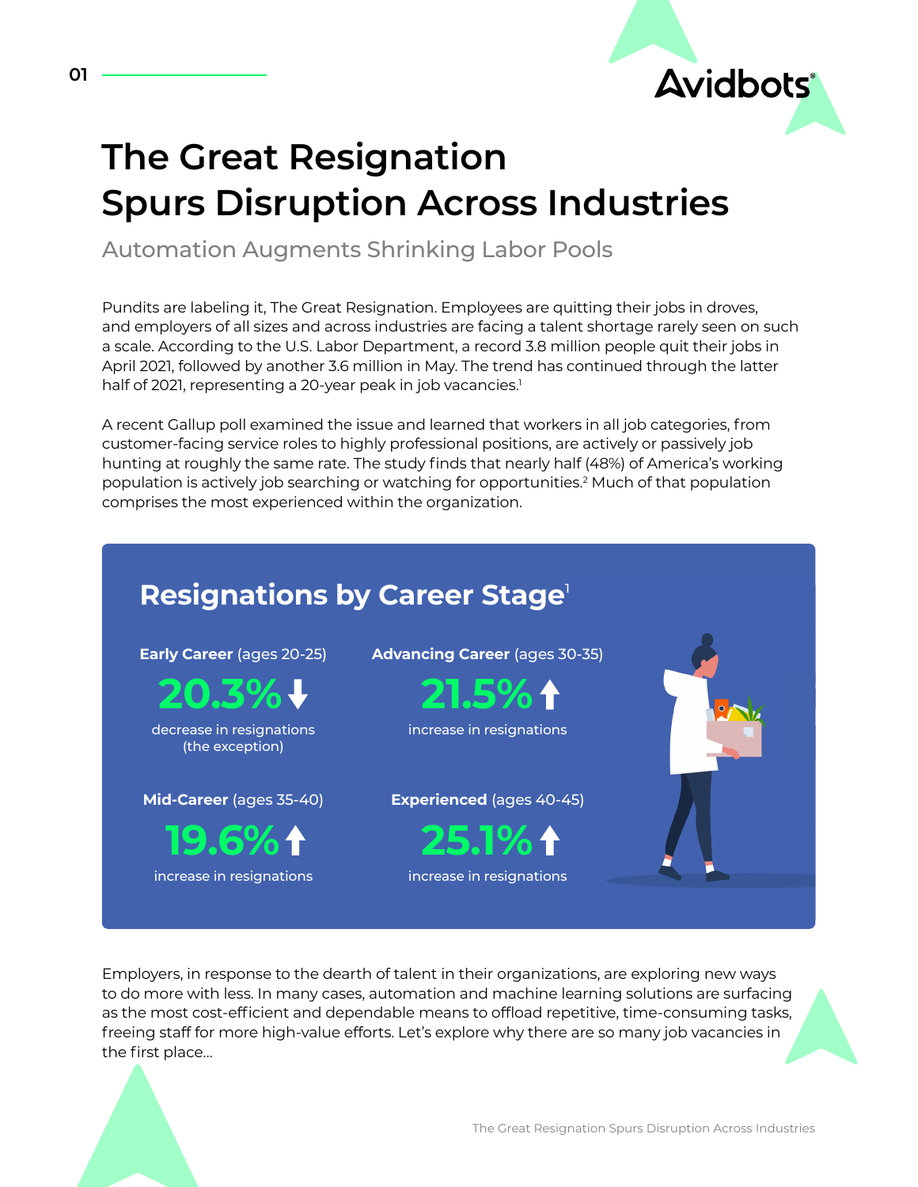# The Great Resignation Spurs Disruption Across Industries

## Automation Augments Shrinking Labor Pools

Pundits are labeling it, The Great Resignation. Employees are quitting their jobs in droves, and employers of all sizes and across industries are facing a talent shortage rarely seen on such a scale. According to the U.S. Labor Department, a record 3.8 million people quit their jobs in April 2021, followed by another 3.6 million in May. The trend has continued through the latter half of 2021, representing a 20-year peak in job vacancies.[1]

A recent Gallup poll examined the issue and learned that workers in all job categories, from customer-facing service roles to highly professional positions, are actively or passively job hunting at roughly the same rate. The study finds that nearly half (48%) of America's working population is actively job searching or watching for opportunities.[2] Much of that population comprises the most experienced within the organization.

## Resignations by Career Stage[1]

**Early Career** (ages 20-25)

**20.3%** ↓

decrease in resignations (the exception)

**Advancing Career** (ages 30-35)

**21.5%** ↑

increase in resignations

**Mid-Career** (ages 35-40)

**19.6%** ↑

increase in resignations

**Experienced** (ages 40-45)

**25.1%** ↑

increase in resignations

Employers, in response to the dearth of talent in their organizations, are exploring new ways to do more with less. In many cases, automation and machine learning solutions are surfacing as the most cost-efficient and dependable means to offload repetitive, time-consuming tasks, freeing staff for more high-value efforts. Let's explore why there are so many job vacancies in the first place...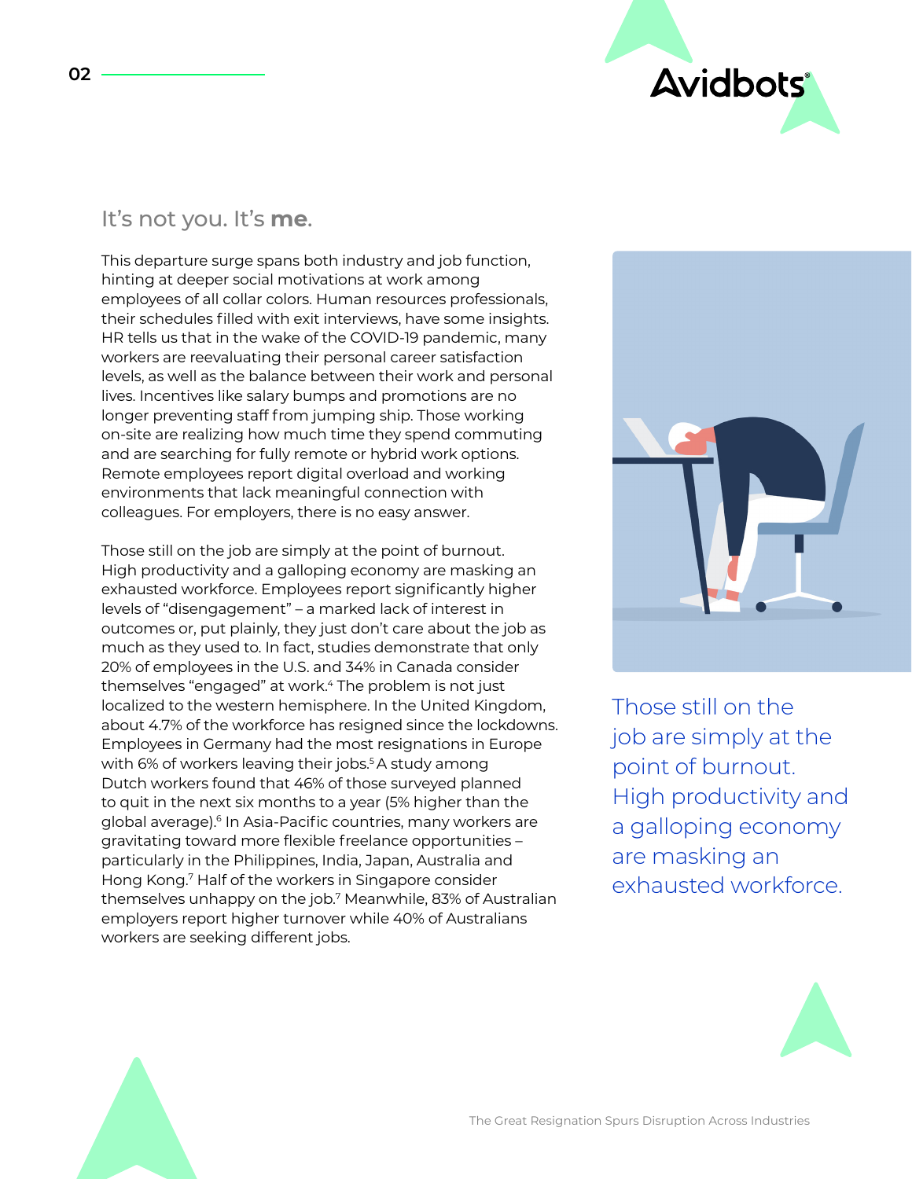## It’s not you. It’s **me**.

This departure surge spans both industry and job function, hinting at deeper social motivations at work among employees of all collar colors. Human resources professionals, their schedules filled with exit interviews, have some insights. HR tells us that in the wake of the COVID-19 pandemic, many workers are reevaluating their personal career satisfaction levels, as well as the balance between their work and personal lives. Incentives like salary bumps and promotions are no longer preventing staff from jumping ship. Those working on-site are realizing how much time they spend commuting and are searching for fully remote or hybrid work options. Remote employees report digital overload and working environments that lack meaningful connection with colleagues. For employers, there is no easy answer.

Those still on the job are simply at the point of burnout. High productivity and a galloping economy are masking an exhausted workforce. Employees report significantly higher levels of “disengagement” – a marked lack of interest in outcomes or, put plainly, they just don’t care about the job as much as they used to. In fact, studies demonstrate that only 20% of employees in the U.S. and 34% in Canada consider themselves “engaged” at work.[4] The problem is not just localized to the western hemisphere. In the United Kingdom, about 4.7% of the workforce has resigned since the lockdowns. Employees in Germany had the most resignations in Europe with 6% of workers leaving their jobs.[5] A study among Dutch workers found that 46% of those surveyed planned to quit in the next six months to a year (5% higher than the global average).[6] In Asia-Pacific countries, many workers are gravitating toward more flexible freelance opportunities – particularly in the Philippines, India, Japan, Australia and Hong Kong.[7] Half of the workers in Singapore consider themselves unhappy on the job.[7] Meanwhile, 83% of Australian employers report higher turnover while 40% of Australians workers are seeking different jobs.

Those still on the job are simply at the point of burnout. High productivity and a galloping economy are masking an exhausted workforce.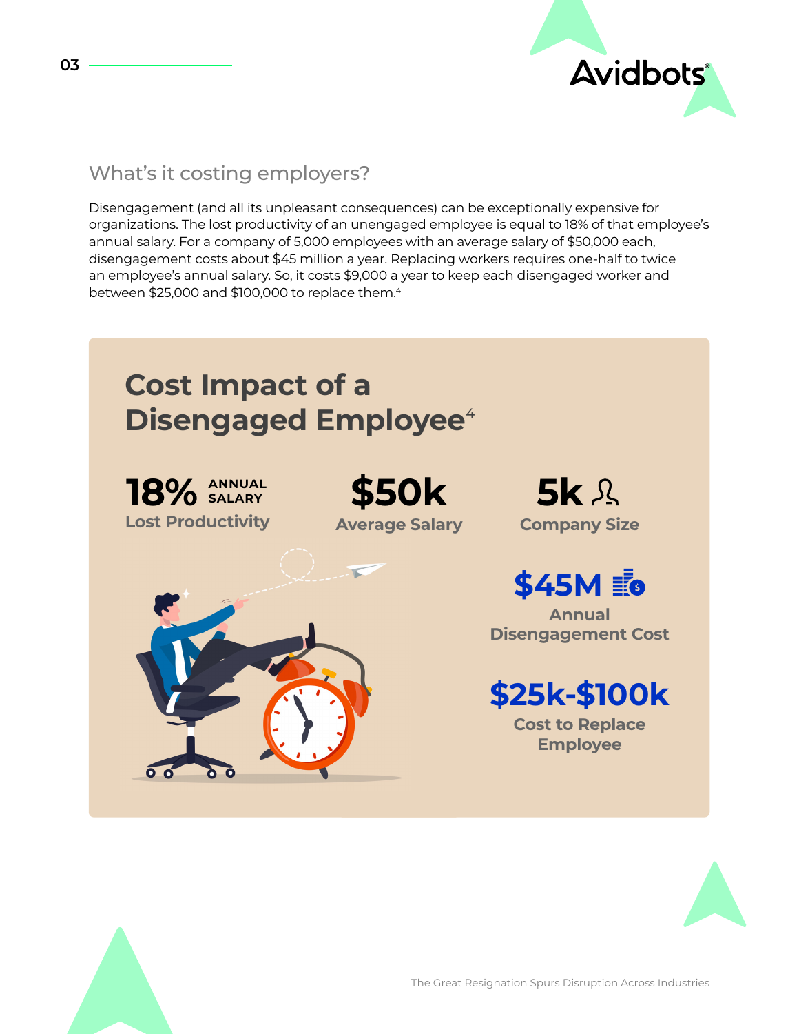## What's it costing employers?

Disengagement (and all its unpleasant consequences) can be exceptionally expensive for organizations. The lost productivity of an unengaged employee is equal to 18% of that employee's annual salary. For a company of 5,000 employees with an average salary of $50,000 each, disengagement costs about $45 million a year. Replacing workers requires one-half to twice an employee's annual salary. So, it costs $9,000 a year to keep each disengaged worker and between $25,000 and $100,000 to replace them.[4]

### Cost Impact of a Disengaged Employee[4]

**18%** ANNUAL SALARY
Lost Productivity

**$50k**
Average Salary

**5k**
Company Size

**$45M**
Annual Disengagement Cost

**$25k-$100k**
Cost to Replace Employee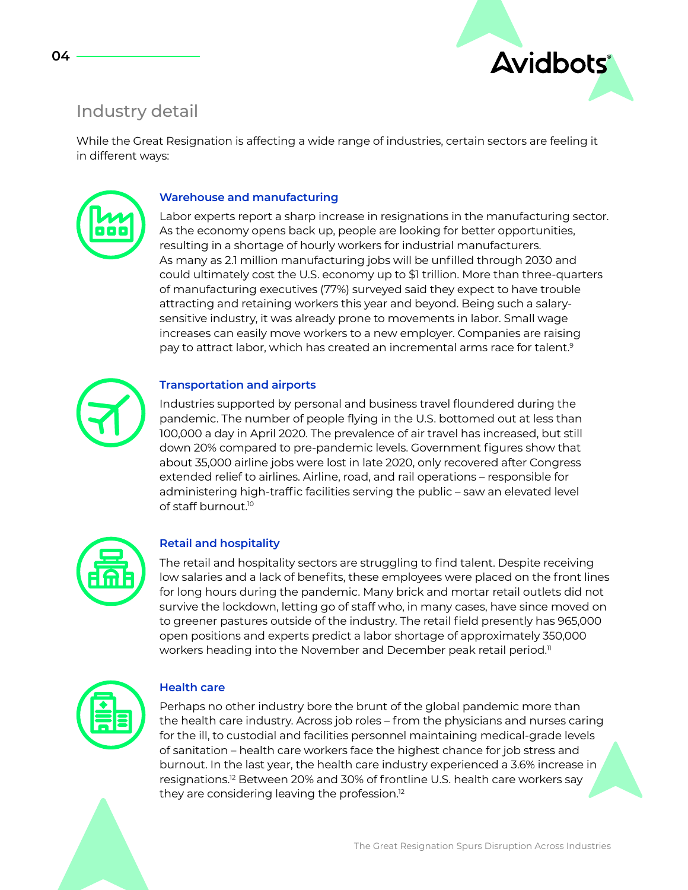## Industry detail

While the Great Resignation is affecting a wide range of industries, certain sectors are feeling it in different ways:

### Warehouse and manufacturing

Labor experts report a sharp increase in resignations in the manufacturing sector. As the economy opens back up, people are looking for better opportunities, resulting in a shortage of hourly workers for industrial manufacturers. As many as 2.1 million manufacturing jobs will be unfilled through 2030 and could ultimately cost the U.S. economy up to $1 trillion. More than three-quarters of manufacturing executives (77%) surveyed said they expect to have trouble attracting and retaining workers this year and beyond. Being such a salary-sensitive industry, it was already prone to movements in labor. Small wage increases can easily move workers to a new employer. Companies are raising pay to attract labor, which has created an incremental arms race for talent.[9]

### Transportation and airports

Industries supported by personal and business travel floundered during the pandemic. The number of people flying in the U.S. bottomed out at less than 100,000 a day in April 2020. The prevalence of air travel has increased, but still down 20% compared to pre-pandemic levels. Government figures show that about 35,000 airline jobs were lost in late 2020, only recovered after Congress extended relief to airlines. Airline, road, and rail operations – responsible for administering high-traffic facilities serving the public – saw an elevated level of staff burnout.[10]

### Retail and hospitality

The retail and hospitality sectors are struggling to find talent. Despite receiving low salaries and a lack of benefits, these employees were placed on the front lines for long hours during the pandemic. Many brick and mortar retail outlets did not survive the lockdown, letting go of staff who, in many cases, have since moved on to greener pastures outside of the industry. The retail field presently has 965,000 open positions and experts predict a labor shortage of approximately 350,000 workers heading into the November and December peak retail period.[11]

### Health care

Perhaps no other industry bore the brunt of the global pandemic more than the health care industry. Across job roles – from the physicians and nurses caring for the ill, to custodial and facilities personnel maintaining medical-grade levels of sanitation – health care workers face the highest chance for job stress and burnout. In the last year, the health care industry experienced a 3.6% increase in resignations.[12] Between 20% and 30% of frontline U.S. health care workers say they are considering leaving the profession.[12]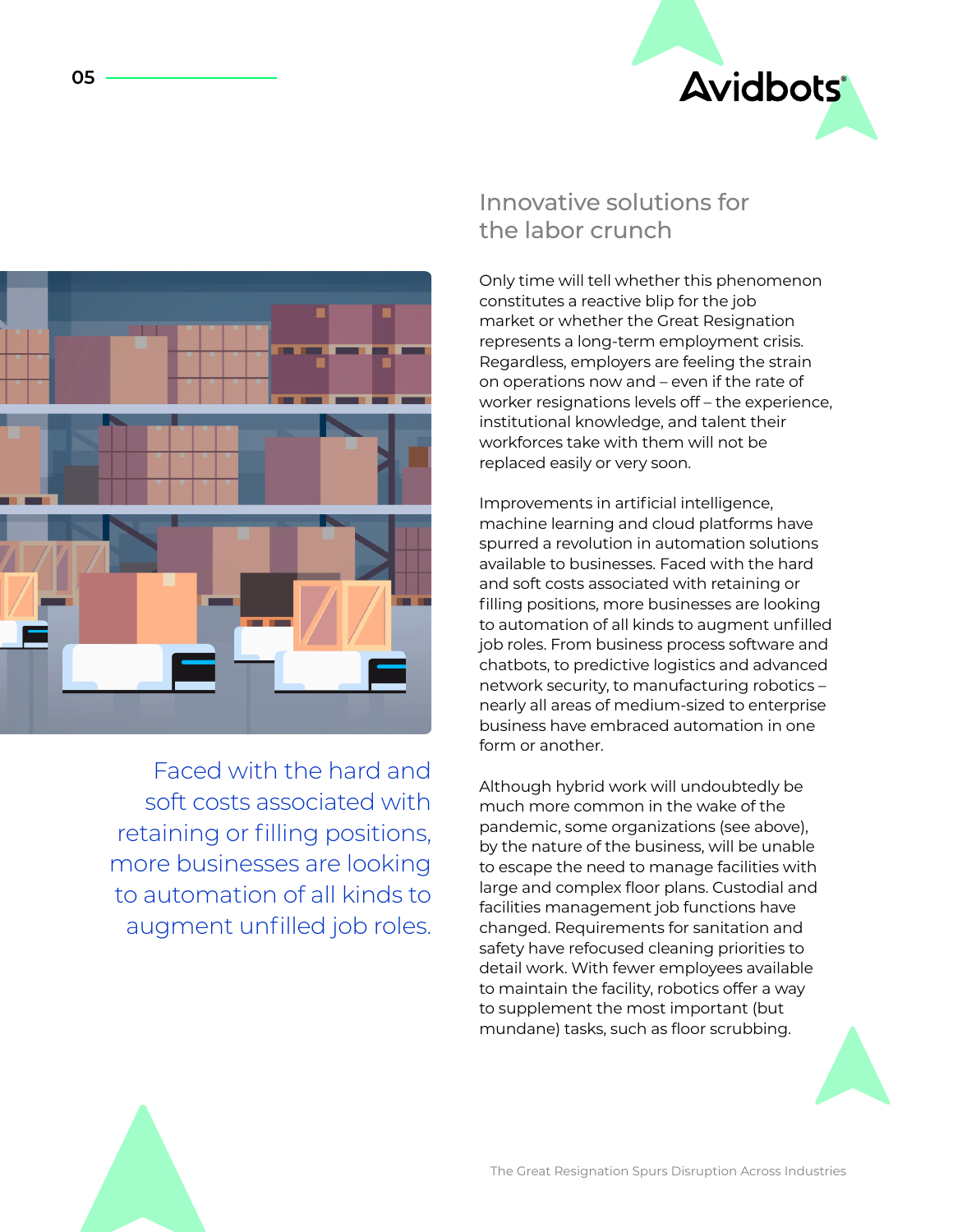## Innovative solutions for the labor crunch

Only time will tell whether this phenomenon constitutes a reactive blip for the job market or whether the Great Resignation represents a long-term employment crisis. Regardless, employers are feeling the strain on operations now and – even if the rate of worker resignations levels off – the experience, institutional knowledge, and talent their workforces take with them will not be replaced easily or very soon.

Improvements in artificial intelligence, machine learning and cloud platforms have spurred a revolution in automation solutions available to businesses. Faced with the hard and soft costs associated with retaining or filling positions, more businesses are looking to automation of all kinds to augment unfilled job roles. From business process software and chatbots, to predictive logistics and advanced network security, to manufacturing robotics – nearly all areas of medium-sized to enterprise business have embraced automation in one form or another.

Although hybrid work will undoubtedly be much more common in the wake of the pandemic, some organizations (see above), by the nature of the business, will be unable to escape the need to manage facilities with large and complex floor plans. Custodial and facilities management job functions have changed. Requirements for sanitation and safety have refocused cleaning priorities to detail work. With fewer employees available to maintain the facility, robotics offer a way to supplement the most important (but mundane) tasks, such as floor scrubbing.

> Faced with the hard and soft costs associated with retaining or filling positions, more businesses are looking to automation of all kinds to augment unfilled job roles.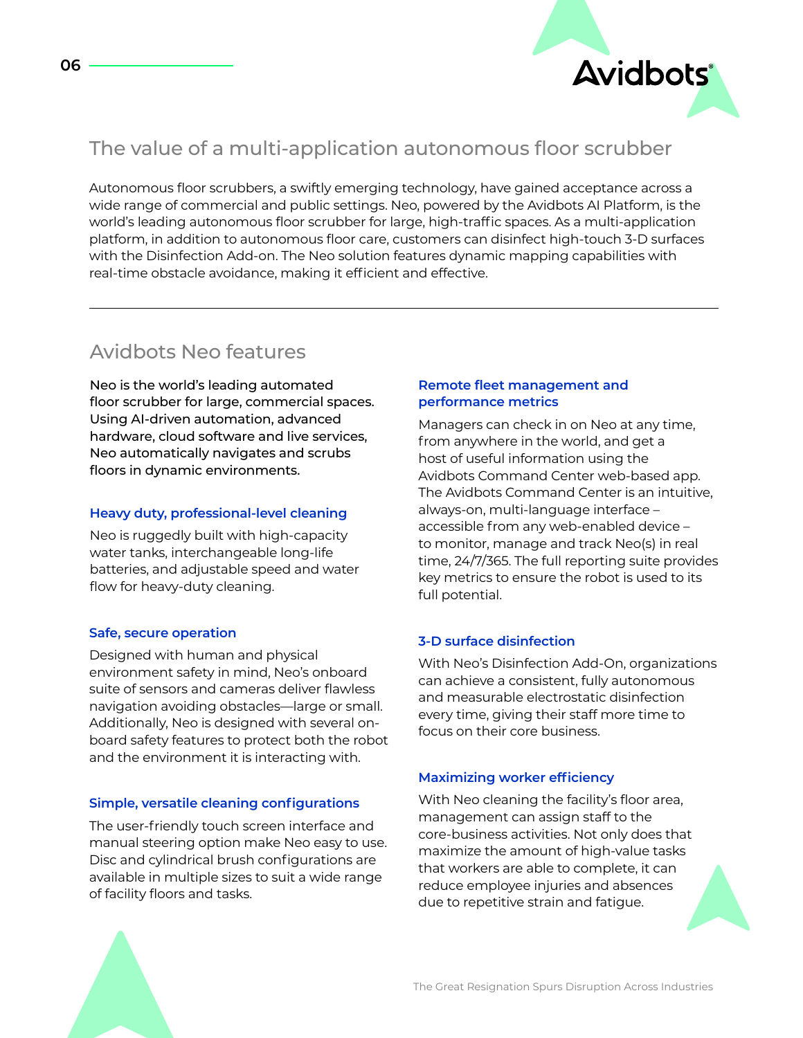## The value of a multi-application autonomous floor scrubber

Autonomous floor scrubbers, a swiftly emerging technology, have gained acceptance across a wide range of commercial and public settings. Neo, powered by the Avidbots AI Platform, is the world's leading autonomous floor scrubber for large, high-traffic spaces. As a multi-application platform, in addition to autonomous floor care, customers can disinfect high-touch 3-D surfaces with the Disinfection Add-on. The Neo solution features dynamic mapping capabilities with real-time obstacle avoidance, making it efficient and effective.

---

## Avidbots Neo features

Neo is the world's leading automated floor scrubber for large, commercial spaces. Using AI-driven automation, advanced hardware, cloud software and live services, Neo automatically navigates and scrubs floors in dynamic environments.

### Heavy duty, professional-level cleaning

Neo is ruggedly built with high-capacity water tanks, interchangeable long-life batteries, and adjustable speed and water flow for heavy-duty cleaning.

### Safe, secure operation

Designed with human and physical environment safety in mind, Neo's onboard suite of sensors and cameras deliver flawless navigation avoiding obstacles—large or small. Additionally, Neo is designed with several on-board safety features to protect both the robot and the environment it is interacting with.

### Simple, versatile cleaning configurations

The user-friendly touch screen interface and manual steering option make Neo easy to use. Disc and cylindrical brush configurations are available in multiple sizes to suit a wide range of facility floors and tasks.

### Remote fleet management and performance metrics

Managers can check in on Neo at any time, from anywhere in the world, and get a host of useful information using the Avidbots Command Center web-based app. The Avidbots Command Center is an intuitive, always-on, multi-language interface – accessible from any web-enabled device – to monitor, manage and track Neo(s) in real time, 24/7/365. The full reporting suite provides key metrics to ensure the robot is used to its full potential.

### 3-D surface disinfection

With Neo's Disinfection Add-On, organizations can achieve a consistent, fully autonomous and measurable electrostatic disinfection every time, giving their staff more time to focus on their core business.

### Maximizing worker efficiency

With Neo cleaning the facility's floor area, management can assign staff to the core-business activities. Not only does that maximize the amount of high-value tasks that workers are able to complete, it can reduce employee injuries and absences due to repetitive strain and fatigue.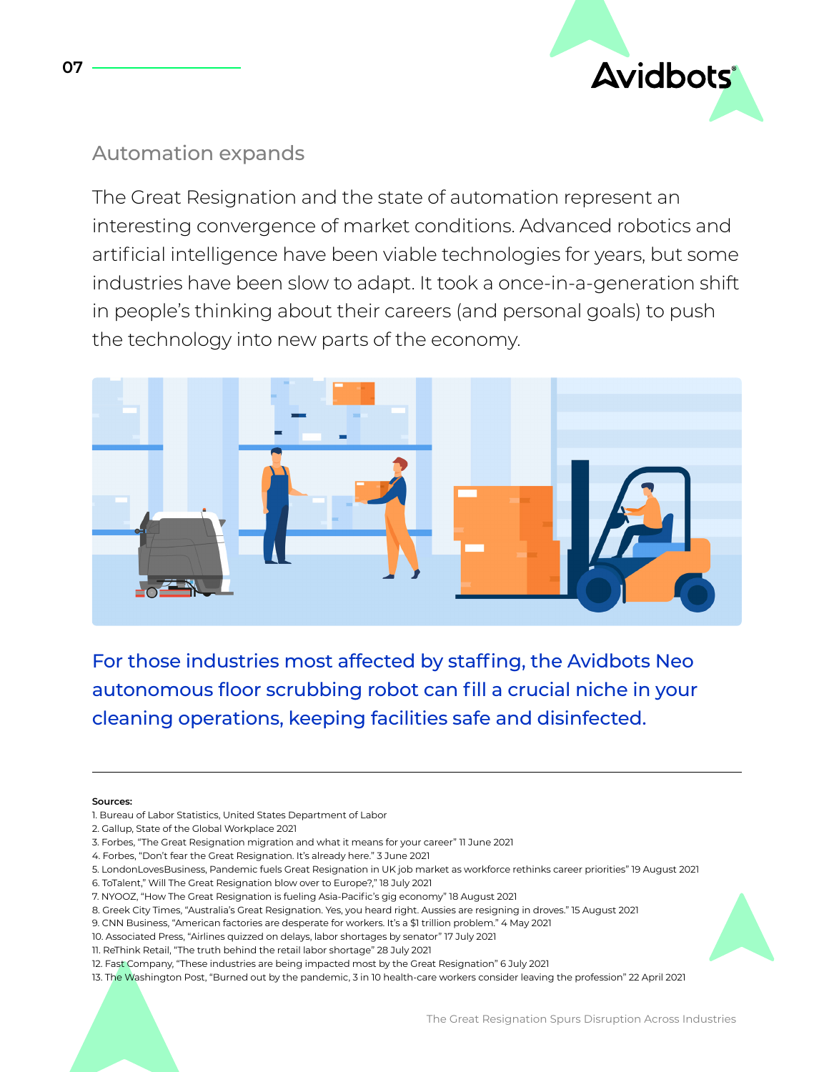## Automation expands

The Great Resignation and the state of automation represent an interesting convergence of market conditions. Advanced robotics and artificial intelligence have been viable technologies for years, but some industries have been slow to adapt. It took a once-in-a-generation shift in people's thinking about their careers (and personal goals) to push the technology into new parts of the economy.

**For those industries most affected by staffing, the Avidbots Neo autonomous floor scrubbing robot can fill a crucial niche in your cleaning operations, keeping facilities safe and disinfected.**

---

**Sources:**

1. Bureau of Labor Statistics, United States Department of Labor
2. Gallup, State of the Global Workplace 2021
3. Forbes, "The Great Resignation migration and what it means for your career" 11 June 2021
4. Forbes, "Don't fear the Great Resignation. It's already here." 3 June 2021
5. LondonLovesBusiness, Pandemic fuels Great Resignation in UK job market as workforce rethinks career priorities" 19 August 2021
6. ToTalent," Will The Great Resignation blow over to Europe?," 18 July 2021
7. NYOOZ, "How The Great Resignation is fueling Asia-Pacific's gig economy" 18 August 2021
8. Greek City Times, "Australia's Great Resignation. Yes, you heard right. Aussies are resigning in droves." 15 August 2021
9. CNN Business, "American factories are desperate for workers. It's a $1 trillion problem." 4 May 2021
10. Associated Press, "Airlines quizzed on delays, labor shortages by senator" 17 July 2021
11. ReThink Retail, "The truth behind the retail labor shortage" 28 July 2021
12. Fast Company, "These industries are being impacted most by the Great Resignation" 6 July 2021
13. The Washington Post, "Burned out by the pandemic, 3 in 10 health-care workers consider leaving the profession" 22 April 2021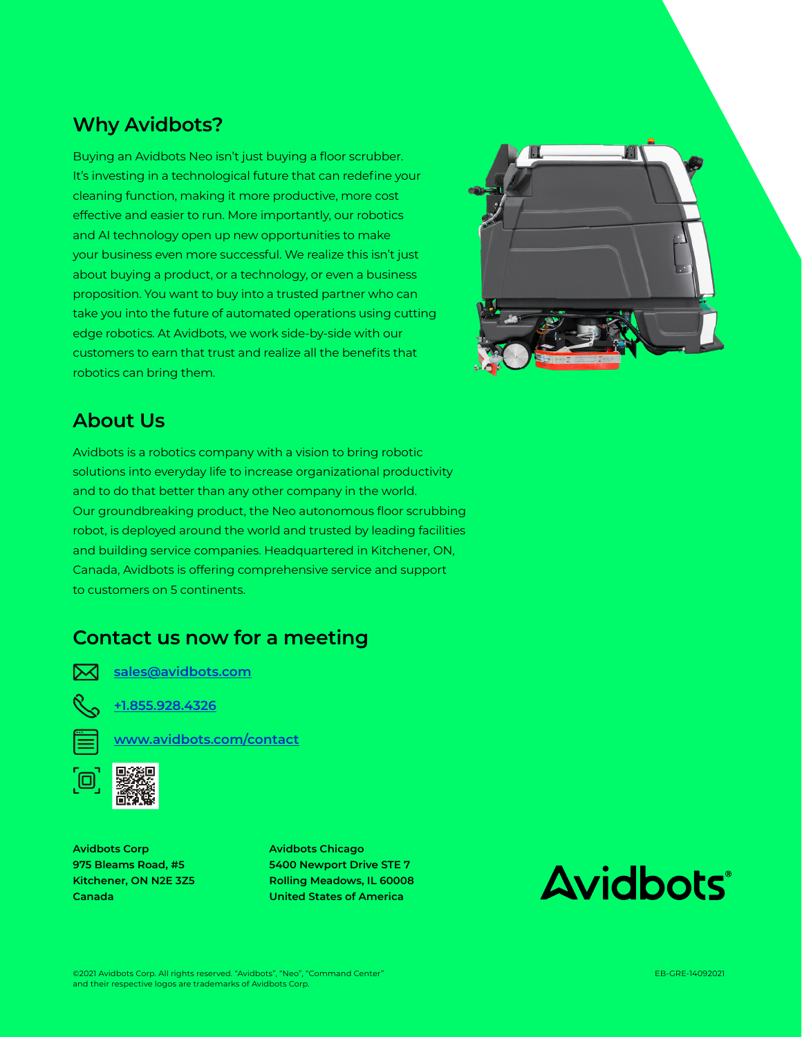## Why Avidbots?

Buying an Avidbots Neo isn't just buying a floor scrubber. It's investing in a technological future that can redefine your cleaning function, making it more productive, more cost effective and easier to run. More importantly, our robotics and AI technology open up new opportunities to make your business even more successful. We realize this isn't just about buying a product, or a technology, or even a business proposition. You want to buy into a trusted partner who can take you into the future of automated operations using cutting edge robotics. At Avidbots, we work side-by-side with our customers to earn that trust and realize all the benefits that robotics can bring them.

## About Us

Avidbots is a robotics company with a vision to bring robotic solutions into everyday life to increase organizational productivity and to do that better than any other company in the world. Our groundbreaking product, the Neo autonomous floor scrubbing robot, is deployed around the world and trusted by leading facilities and building service companies. Headquartered in Kitchener, ON, Canada, Avidbots is offering comprehensive service and support to customers on 5 continents.

## Contact us now for a meeting

sales@avidbots.com

+1.855.928.4326

www.avidbots.com/contact

**Avidbots Corp**
**975 Bleams Road, #5**
**Kitchener, ON N2E 3Z5**
**Canada**

**Avidbots Chicago**
**5400 Newport Drive STE 7**
**Rolling Meadows, IL 60008**
**United States of America**

Avidbots®

©2021 Avidbots Corp. All rights reserved. "Avidbots", "Neo", "Command Center" and their respective logos are trademarks of Avidbots Corp.

EB-GRE-14092021